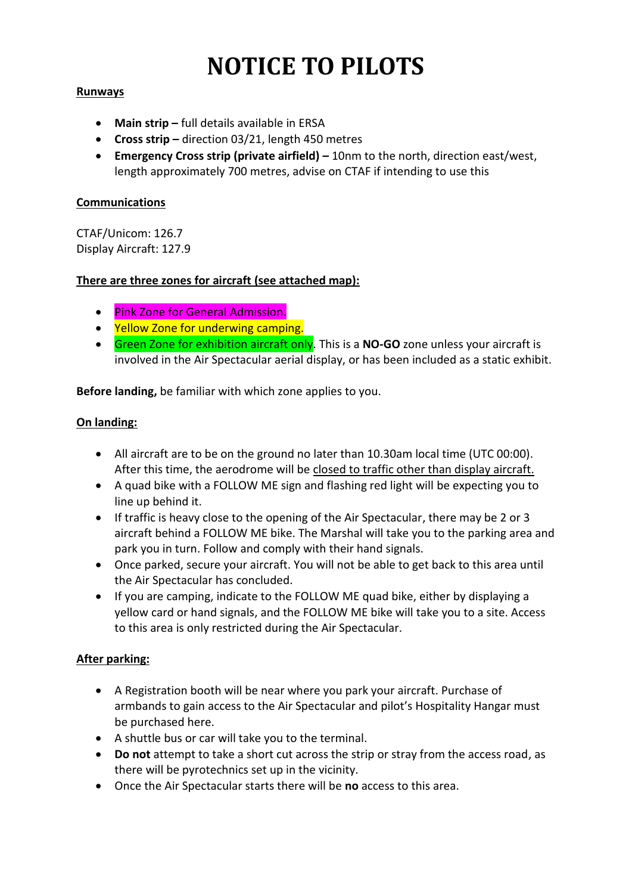# NOTICE TO PILOTS

## Runways

- **Main strip –** full details available in ERSA
- **Cross strip –** direction 03/21, length 450 metres
- **Emergency Cross strip (private airfield) –** 10nm to the north, direction east/west, length approximately 700 metres, advise on CTAF if intending to use this

## Communications

CTAF/Unicom: 126.7
Display Aircraft: 127.9

## There are three zones for aircraft (see attached map):

- Pink Zone for General Admission.
- Yellow Zone for underwing camping.
- Green Zone for exhibition aircraft only. This is a **NO-GO** zone unless your aircraft is involved in the Air Spectacular aerial display, or has been included as a static exhibit.

**Before landing,** be familiar with which zone applies to you.

## On landing:

- All aircraft are to be on the ground no later than 10.30am local time (UTC 00:00). After this time, the aerodrome will be closed to traffic other than display aircraft.
- A quad bike with a FOLLOW ME sign and flashing red light will be expecting you to line up behind it.
- If traffic is heavy close to the opening of the Air Spectacular, there may be 2 or 3 aircraft behind a FOLLOW ME bike. The Marshal will take you to the parking area and park you in turn. Follow and comply with their hand signals.
- Once parked, secure your aircraft. You will not be able to get back to this area until the Air Spectacular has concluded.
- If you are camping, indicate to the FOLLOW ME quad bike, either by displaying a yellow card or hand signals, and the FOLLOW ME bike will take you to a site. Access to this area is only restricted during the Air Spectacular.

## After parking:

- A Registration booth will be near where you park your aircraft. Purchase of armbands to gain access to the Air Spectacular and pilot's Hospitality Hangar must be purchased here.
- A shuttle bus or car will take you to the terminal.
- **Do not** attempt to take a short cut across the strip or stray from the access road, as there will be pyrotechnics set up in the vicinity.
- Once the Air Spectacular starts there will be **no** access to this area.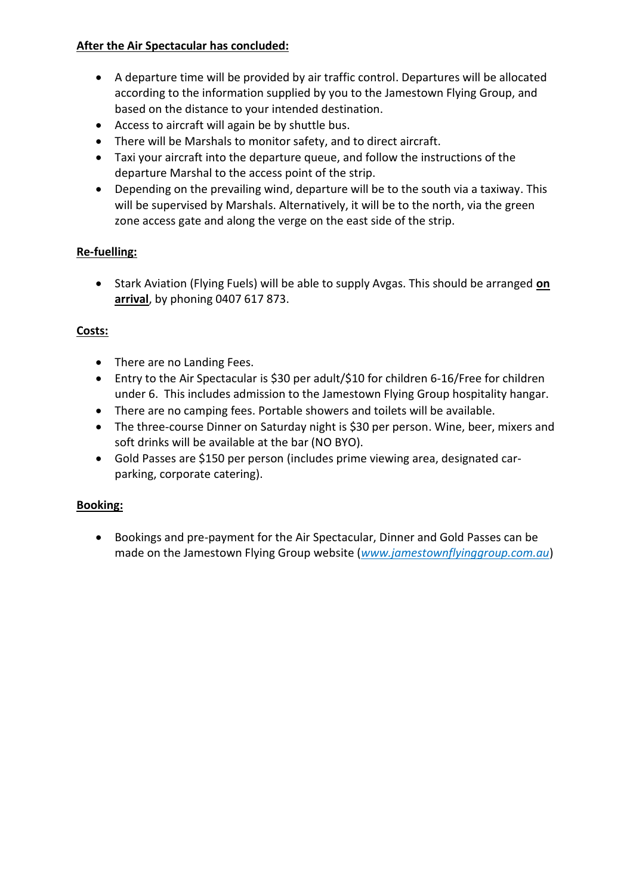**After the Air Spectacular has concluded:**

- A departure time will be provided by air traffic control. Departures will be allocated according to the information supplied by you to the Jamestown Flying Group, and based on the distance to your intended destination.
- Access to aircraft will again be by shuttle bus.
- There will be Marshals to monitor safety, and to direct aircraft.
- Taxi your aircraft into the departure queue, and follow the instructions of the departure Marshal to the access point of the strip.
- Depending on the prevailing wind, departure will be to the south via a taxiway. This will be supervised by Marshals. Alternatively, it will be to the north, via the green zone access gate and along the verge on the east side of the strip.

**Re-fuelling:**

- Stark Aviation (Flying Fuels) will be able to supply Avgas. This should be arranged **on arrival**, by phoning 0407 617 873.

**Costs:**

- There are no Landing Fees.
- Entry to the Air Spectacular is $30 per adult/$10 for children 6-16/Free for children under 6. This includes admission to the Jamestown Flying Group hospitality hangar.
- There are no camping fees. Portable showers and toilets will be available.
- The three-course Dinner on Saturday night is $30 per person. Wine, beer, mixers and soft drinks will be available at the bar (NO BYO).
- Gold Passes are $150 per person (includes prime viewing area, designated car-parking, corporate catering).

**Booking:**

- Bookings and pre-payment for the Air Spectacular, Dinner and Gold Passes can be made on the Jamestown Flying Group website (*www.jamestownflyinggroup.com.au*)